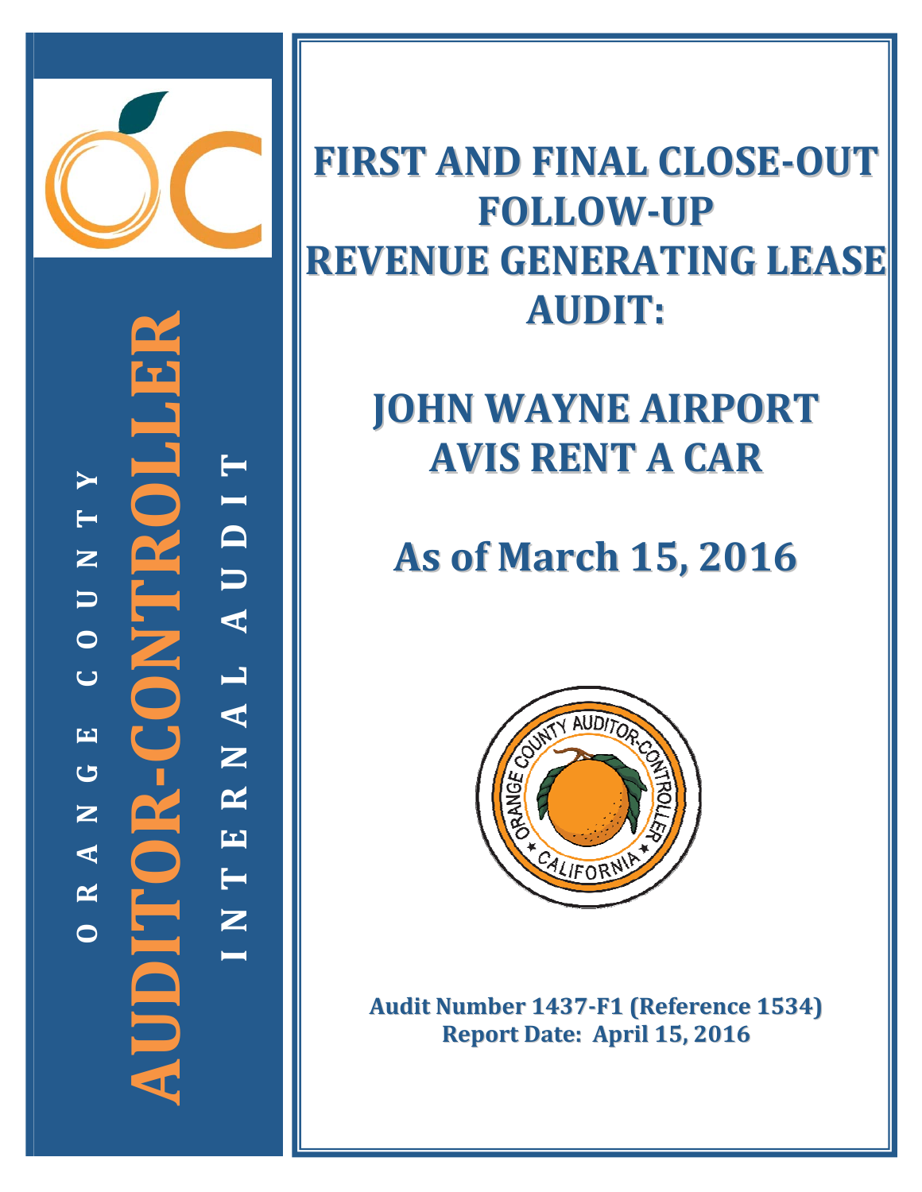ORANGE COUNTY

AUDITOR-CONTROLLER

INTERNAL AUDIT

# FIRST AND FINAL CLOSE-OUT FOLLOW-UP REVENUE GENERATING LEASE AUDIT:

# JOHN WAYNE AIRPORT AVIS RENT A CAR

# As of March 15, 2016

**Audit Number 1437-F1 (Reference 1534)**
**Report Date: April 15, 2016**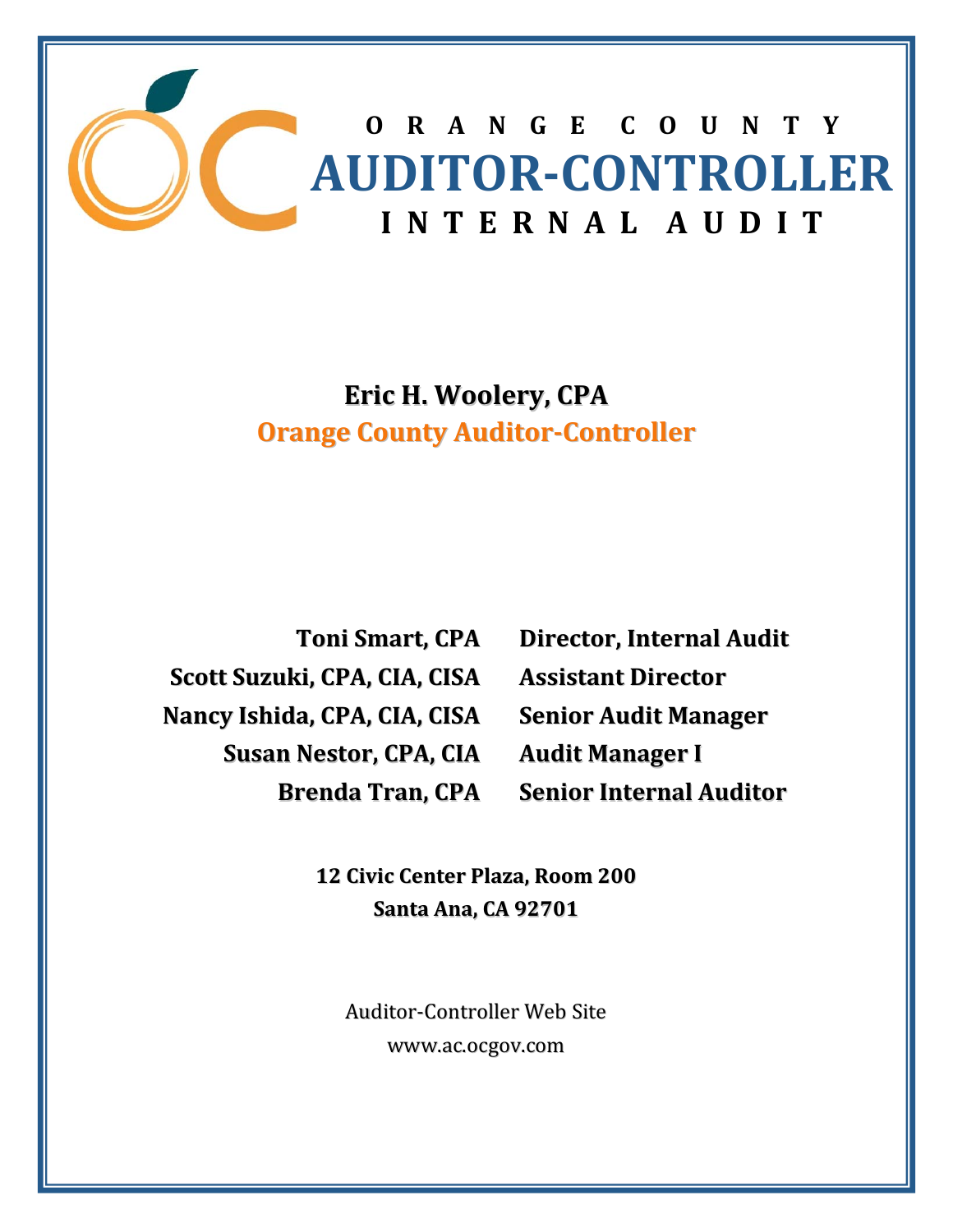# ORANGE COUNTY
# AUDITOR-CONTROLLER
## INTERNAL AUDIT

**Eric H. Woolery, CPA**
**Orange County Auditor-Controller**

| | |
|---|---|
| **Toni Smart, CPA** | **Director, Internal Audit** |
| **Scott Suzuki, CPA, CIA, CISA** | **Assistant Director** |
| **Nancy Ishida, CPA, CIA, CISA** | **Senior Audit Manager** |
| **Susan Nestor, CPA, CIA** | **Audit Manager I** |
| **Brenda Tran, CPA** | **Senior Internal Auditor** |

**12 Civic Center Plaza, Room 200**
**Santa Ana, CA 92701**

Auditor-Controller Web Site
www.ac.ocgov.com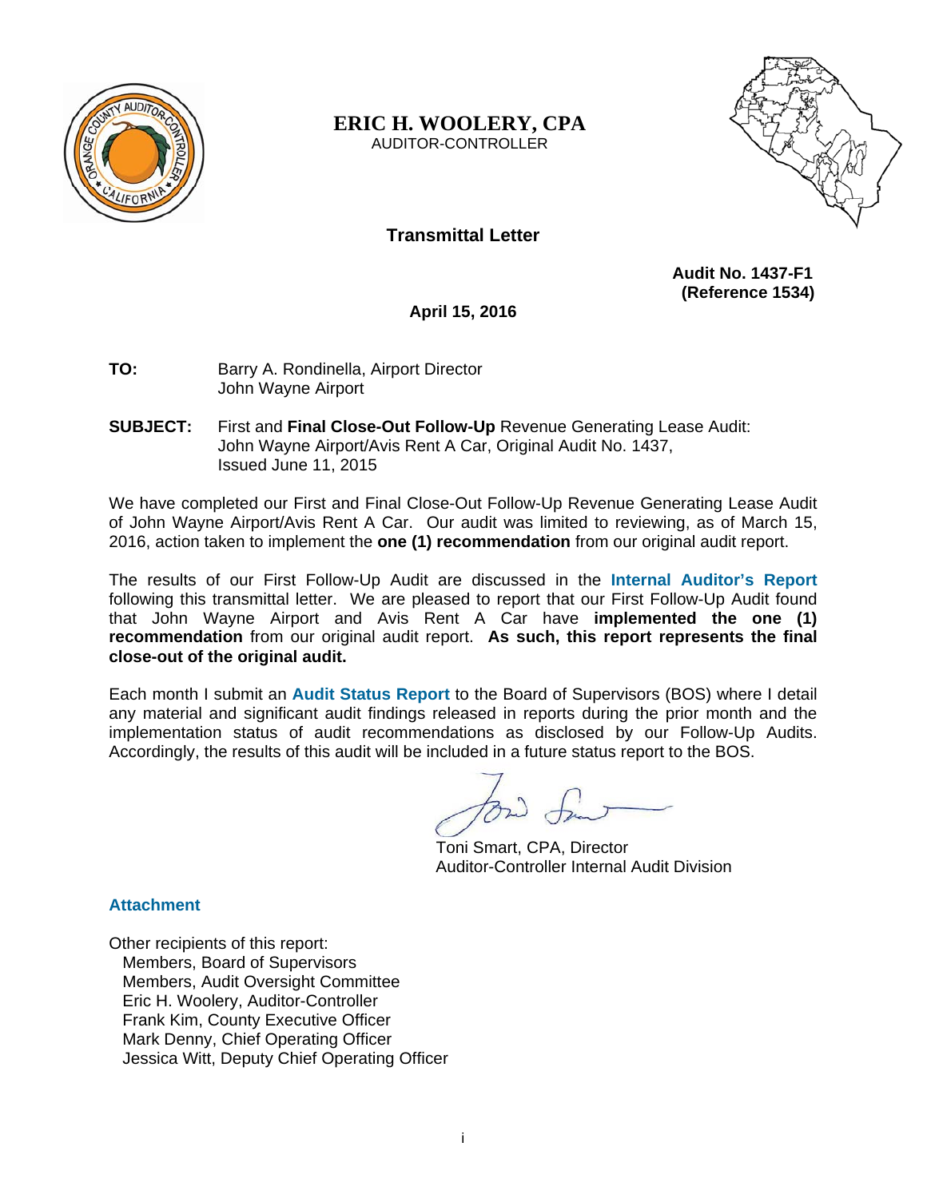**ERIC H. WOOLERY, CPA**
AUDITOR-CONTROLLER

## Transmittal Letter

**Audit No. 1437-F1**
**(Reference 1534)**

**April 15, 2016**

**TO:** Barry A. Rondinella, Airport Director
John Wayne Airport

**SUBJECT:** First and **Final Close-Out Follow-Up** Revenue Generating Lease Audit: John Wayne Airport/Avis Rent A Car, Original Audit No. 1437, Issued June 11, 2015

We have completed our First and Final Close-Out Follow-Up Revenue Generating Lease Audit of John Wayne Airport/Avis Rent A Car. Our audit was limited to reviewing, as of March 15, 2016, action taken to implement the **one (1) recommendation** from our original audit report.

The results of our First Follow-Up Audit are discussed in the **Internal Auditor's Report** following this transmittal letter. We are pleased to report that our First Follow-Up Audit found that John Wayne Airport and Avis Rent A Car have **implemented the one (1) recommendation** from our original audit report. **As such, this report represents the final close-out of the original audit.**

Each month I submit an **Audit Status Report** to the Board of Supervisors (BOS) where I detail any material and significant audit findings released in reports during the prior month and the implementation status of audit recommendations as disclosed by our Follow-Up Audits. Accordingly, the results of this audit will be included in a future status report to the BOS.

Toni Smart, CPA, Director
Auditor-Controller Internal Audit Division

**Attachment**

Other recipients of this report:
- Members, Board of Supervisors
- Members, Audit Oversight Committee
- Eric H. Woolery, Auditor-Controller
- Frank Kim, County Executive Officer
- Mark Denny, Chief Operating Officer
- Jessica Witt, Deputy Chief Operating Officer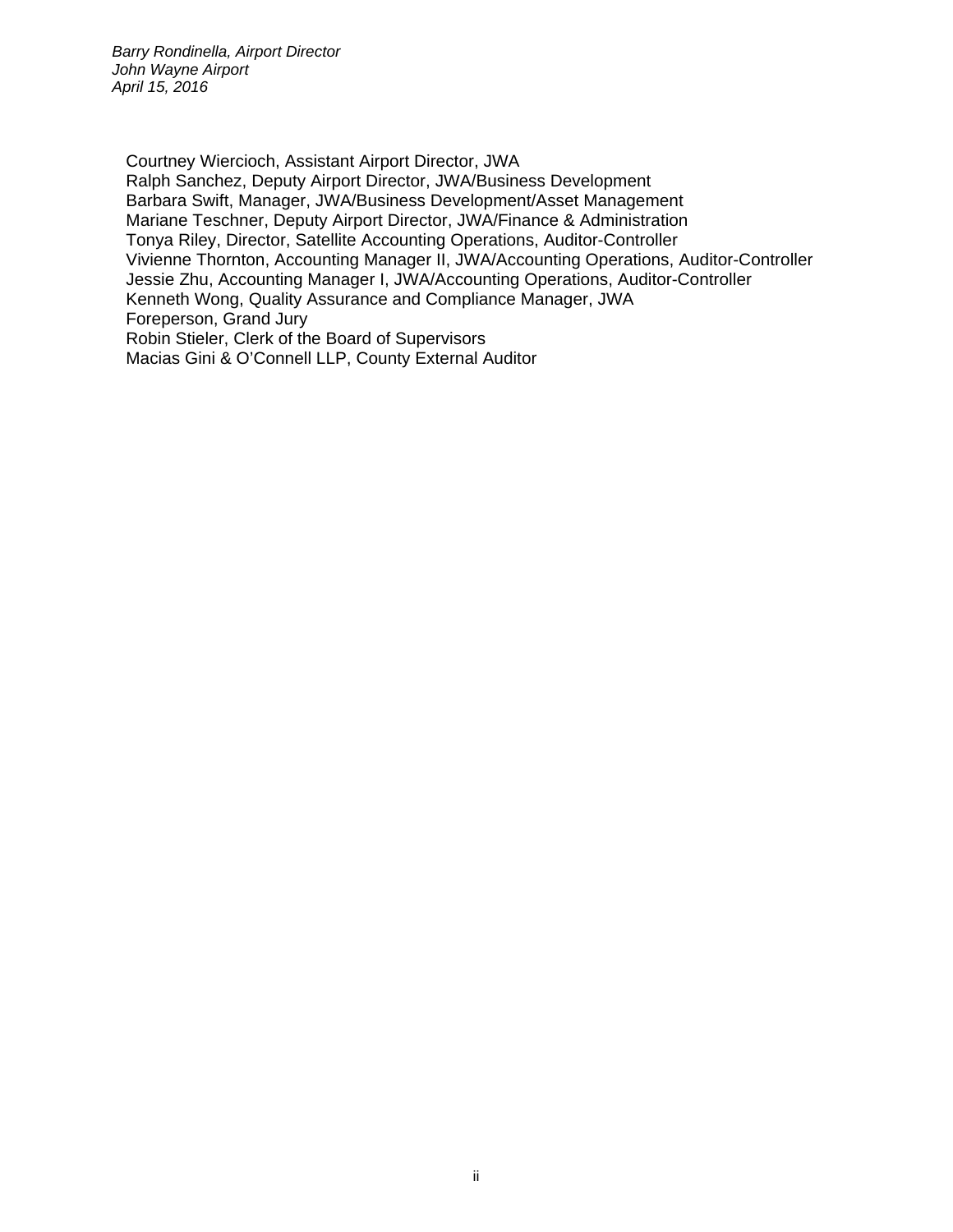Courtney Wiercioch, Assistant Airport Director, JWA
Ralph Sanchez, Deputy Airport Director, JWA/Business Development
Barbara Swift, Manager, JWA/Business Development/Asset Management
Mariane Teschner, Deputy Airport Director, JWA/Finance & Administration
Tonya Riley, Director, Satellite Accounting Operations, Auditor-Controller
Vivienne Thornton, Accounting Manager II, JWA/Accounting Operations, Auditor-Controller
Jessie Zhu, Accounting Manager I, JWA/Accounting Operations, Auditor-Controller
Kenneth Wong, Quality Assurance and Compliance Manager, JWA
Foreperson, Grand Jury
Robin Stieler, Clerk of the Board of Supervisors
Macias Gini & O'Connell LLP, County External Auditor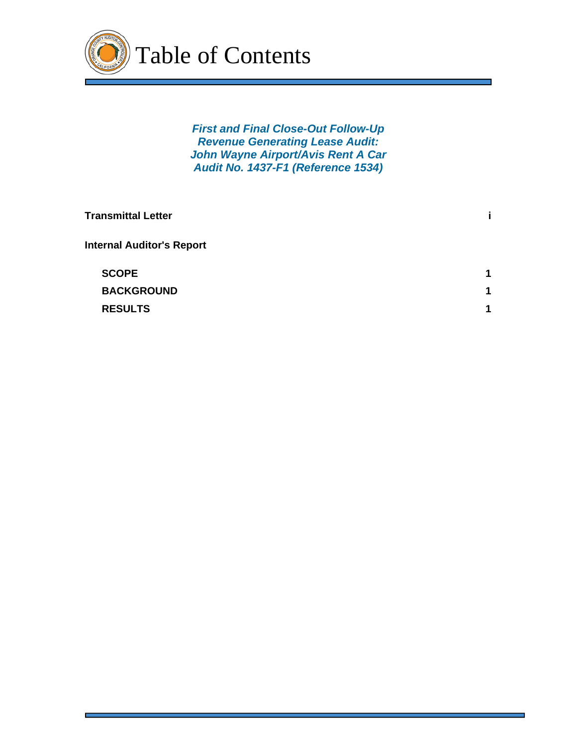# Table of Contents

***First and Final Close-Out Follow-Up***
***Revenue Generating Lease Audit:***
***John Wayne Airport/Avis Rent A Car***
***Audit No. 1437-F1 (Reference 1534)***

| | |
|---|---|
| **Transmittal Letter** | **i** |
| **Internal Auditor's Report** | |
| **SCOPE** | **1** |
| **BACKGROUND** | **1** |
| **RESULTS** | **1** |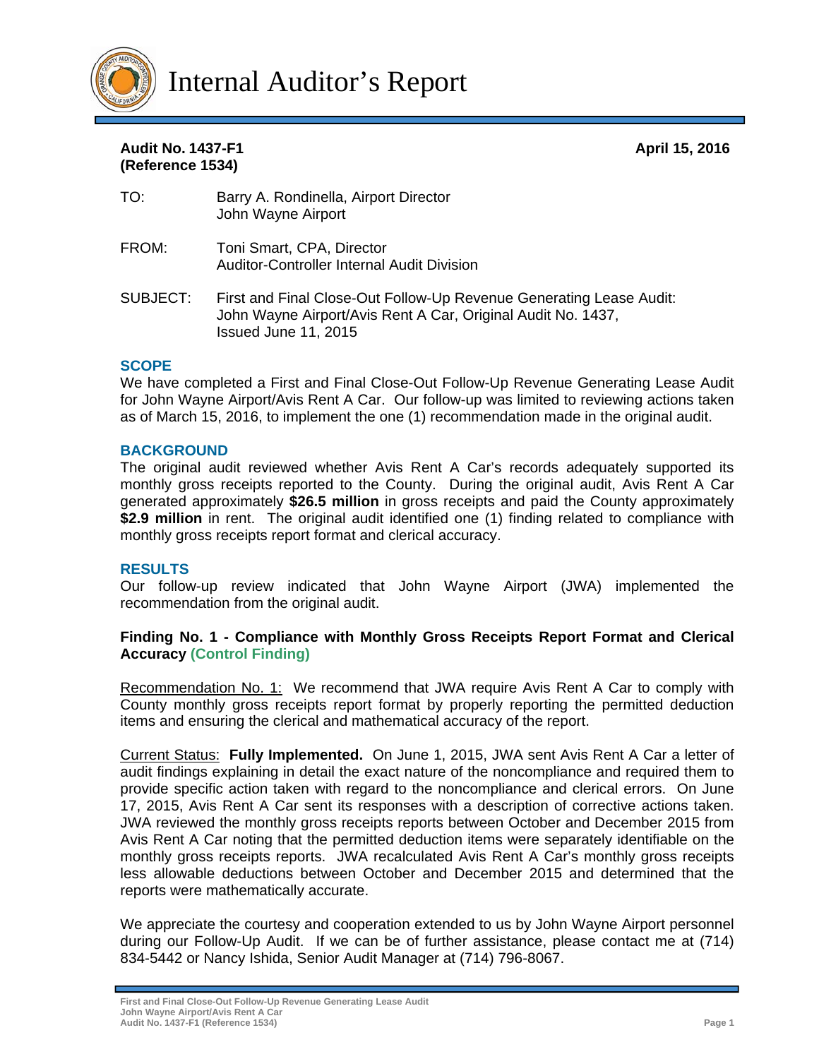# Internal Auditor's Report

**Audit No. 1437-F1**
**(Reference 1534)**

**April 15, 2016**

TO: Barry A. Rondinella, Airport Director
John Wayne Airport

FROM: Toni Smart, CPA, Director
Auditor-Controller Internal Audit Division

SUBJECT: First and Final Close-Out Follow-Up Revenue Generating Lease Audit: John Wayne Airport/Avis Rent A Car, Original Audit No. 1437, Issued June 11, 2015

## SCOPE

We have completed a First and Final Close-Out Follow-Up Revenue Generating Lease Audit for John Wayne Airport/Avis Rent A Car. Our follow-up was limited to reviewing actions taken as of March 15, 2016, to implement the one (1) recommendation made in the original audit.

## BACKGROUND

The original audit reviewed whether Avis Rent A Car's records adequately supported its monthly gross receipts reported to the County. During the original audit, Avis Rent A Car generated approximately **$26.5 million** in gross receipts and paid the County approximately **$2.9 million** in rent. The original audit identified one (1) finding related to compliance with monthly gross receipts report format and clerical accuracy.

## RESULTS

Our follow-up review indicated that John Wayne Airport (JWA) implemented the recommendation from the original audit.

**Finding No. 1 - Compliance with Monthly Gross Receipts Report Format and Clerical Accuracy (Control Finding)**

Recommendation No. 1: We recommend that JWA require Avis Rent A Car to comply with County monthly gross receipts report format by properly reporting the permitted deduction items and ensuring the clerical and mathematical accuracy of the report.

Current Status: **Fully Implemented.** On June 1, 2015, JWA sent Avis Rent A Car a letter of audit findings explaining in detail the exact nature of the noncompliance and required them to provide specific action taken with regard to the noncompliance and clerical errors. On June 17, 2015, Avis Rent A Car sent its responses with a description of corrective actions taken. JWA reviewed the monthly gross receipts reports between October and December 2015 from Avis Rent A Car noting that the permitted deduction items were separately identifiable on the monthly gross receipts reports. JWA recalculated Avis Rent A Car's monthly gross receipts less allowable deductions between October and December 2015 and determined that the reports were mathematically accurate.

We appreciate the courtesy and cooperation extended to us by John Wayne Airport personnel during our Follow-Up Audit. If we can be of further assistance, please contact me at (714) 834-5442 or Nancy Ishida, Senior Audit Manager at (714) 796-8067.